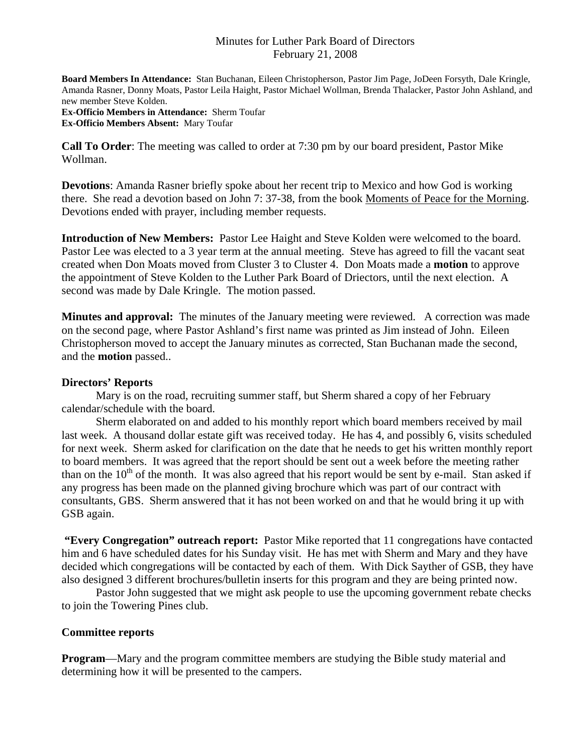Minutes for Luther Park Board of Directors
February 21, 2008

**Board Members In Attendance:** Stan Buchanan, Eileen Christopherson, Pastor Jim Page, JoDeen Forsyth, Dale Kringle, Amanda Rasner, Donny Moats, Pastor Leila Haight, Pastor Michael Wollman, Brenda Thalacker, Pastor John Ashland, and new member Steve Kolden.
**Ex-Officio Members in Attendance:** Sherm Toufar
**Ex-Officio Members Absent:** Mary Toufar

**Call To Order**: The meeting was called to order at 7:30 pm by our board president, Pastor Mike Wollman.

**Devotions**: Amanda Rasner briefly spoke about her recent trip to Mexico and how God is working there. She read a devotion based on John 7: 37-38, from the book Moments of Peace for the Morning. Devotions ended with prayer, including member requests.

**Introduction of New Members:** Pastor Lee Haight and Steve Kolden were welcomed to the board. Pastor Lee was elected to a 3 year term at the annual meeting. Steve has agreed to fill the vacant seat created when Don Moats moved from Cluster 3 to Cluster 4. Don Moats made a **motion** to approve the appointment of Steve Kolden to the Luther Park Board of Driectors, until the next election. A second was made by Dale Kringle. The motion passed.

**Minutes and approval:** The minutes of the January meeting were reviewed. A correction was made on the second page, where Pastor Ashland's first name was printed as Jim instead of John. Eileen Christopherson moved to accept the January minutes as corrected, Stan Buchanan made the second, and the **motion** passed..

**Directors' Reports**

Mary is on the road, recruiting summer staff, but Sherm shared a copy of her February calendar/schedule with the board.

Sherm elaborated on and added to his monthly report which board members received by mail last week. A thousand dollar estate gift was received today. He has 4, and possibly 6, visits scheduled for next week. Sherm asked for clarification on the date that he needs to get his written monthly report to board members. It was agreed that the report should be sent out a week before the meeting rather than on the 10th of the month. It was also agreed that his report would be sent by e-mail. Stan asked if any progress has been made on the planned giving brochure which was part of our contract with consultants, GBS. Sherm answered that it has not been worked on and that he would bring it up with GSB again.

**"Every Congregation" outreach report:** Pastor Mike reported that 11 congregations have contacted him and 6 have scheduled dates for his Sunday visit. He has met with Sherm and Mary and they have decided which congregations will be contacted by each of them. With Dick Sayther of GSB, they have also designed 3 different brochures/bulletin inserts for this program and they are being printed now.

Pastor John suggested that we might ask people to use the upcoming government rebate checks to join the Towering Pines club.

**Committee reports**

**Program**—Mary and the program committee members are studying the Bible study material and determining how it will be presented to the campers.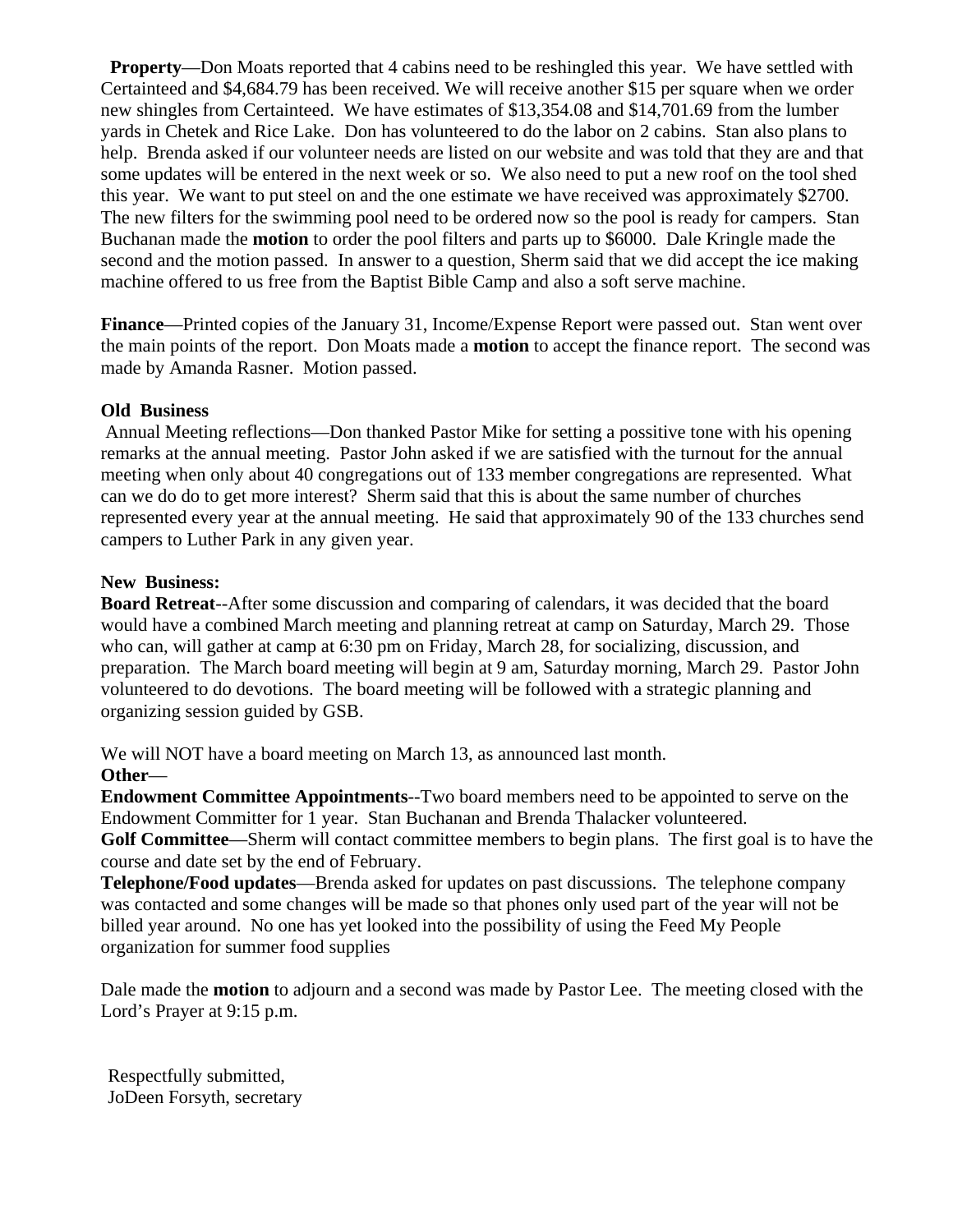**Property**—Don Moats reported that 4 cabins need to be reshingled this year. We have settled with Certainteed and $4,684.79 has been received. We will receive another $15 per square when we order new shingles from Certainteed. We have estimates of $13,354.08 and $14,701.69 from the lumber yards in Chetek and Rice Lake. Don has volunteered to do the labor on 2 cabins. Stan also plans to help. Brenda asked if our volunteer needs are listed on our website and was told that they are and that some updates will be entered in the next week or so. We also need to put a new roof on the tool shed this year. We want to put steel on and the one estimate we have received was approximately $2700. The new filters for the swimming pool need to be ordered now so the pool is ready for campers. Stan Buchanan made the **motion** to order the pool filters and parts up to $6000. Dale Kringle made the second and the motion passed. In answer to a question, Sherm said that we did accept the ice making machine offered to us free from the Baptist Bible Camp and also a soft serve machine.

**Finance**—Printed copies of the January 31, Income/Expense Report were passed out. Stan went over the main points of the report. Don Moats made a **motion** to accept the finance report. The second was made by Amanda Rasner. Motion passed.

**Old Business**

Annual Meeting reflections—Don thanked Pastor Mike for setting a possitive tone with his opening remarks at the annual meeting. Pastor John asked if we are satisfied with the turnout for the annual meeting when only about 40 congregations out of 133 member congregations are represented. What can we do do to get more interest? Sherm said that this is about the same number of churches represented every year at the annual meeting. He said that approximately 90 of the 133 churches send campers to Luther Park in any given year.

**New Business:**

**Board Retreat**--After some discussion and comparing of calendars, it was decided that the board would have a combined March meeting and planning retreat at camp on Saturday, March 29. Those who can, will gather at camp at 6:30 pm on Friday, March 28, for socializing, discussion, and preparation. The March board meeting will begin at 9 am, Saturday morning, March 29. Pastor John volunteered to do devotions. The board meeting will be followed with a strategic planning and organizing session guided by GSB.

We will NOT have a board meeting on March 13, as announced last month.

**Other**—

**Endowment Committee Appointments**--Two board members need to be appointed to serve on the Endowment Committer for 1 year. Stan Buchanan and Brenda Thalacker volunteered.

**Golf Committee**—Sherm will contact committee members to begin plans. The first goal is to have the course and date set by the end of February.

**Telephone/Food updates**—Brenda asked for updates on past discussions. The telephone company was contacted and some changes will be made so that phones only used part of the year will not be billed year around. No one has yet looked into the possibility of using the Feed My People organization for summer food supplies

Dale made the **motion** to adjourn and a second was made by Pastor Lee. The meeting closed with the Lord's Prayer at 9:15 p.m.

Respectfully submitted,
JoDeen Forsyth, secretary